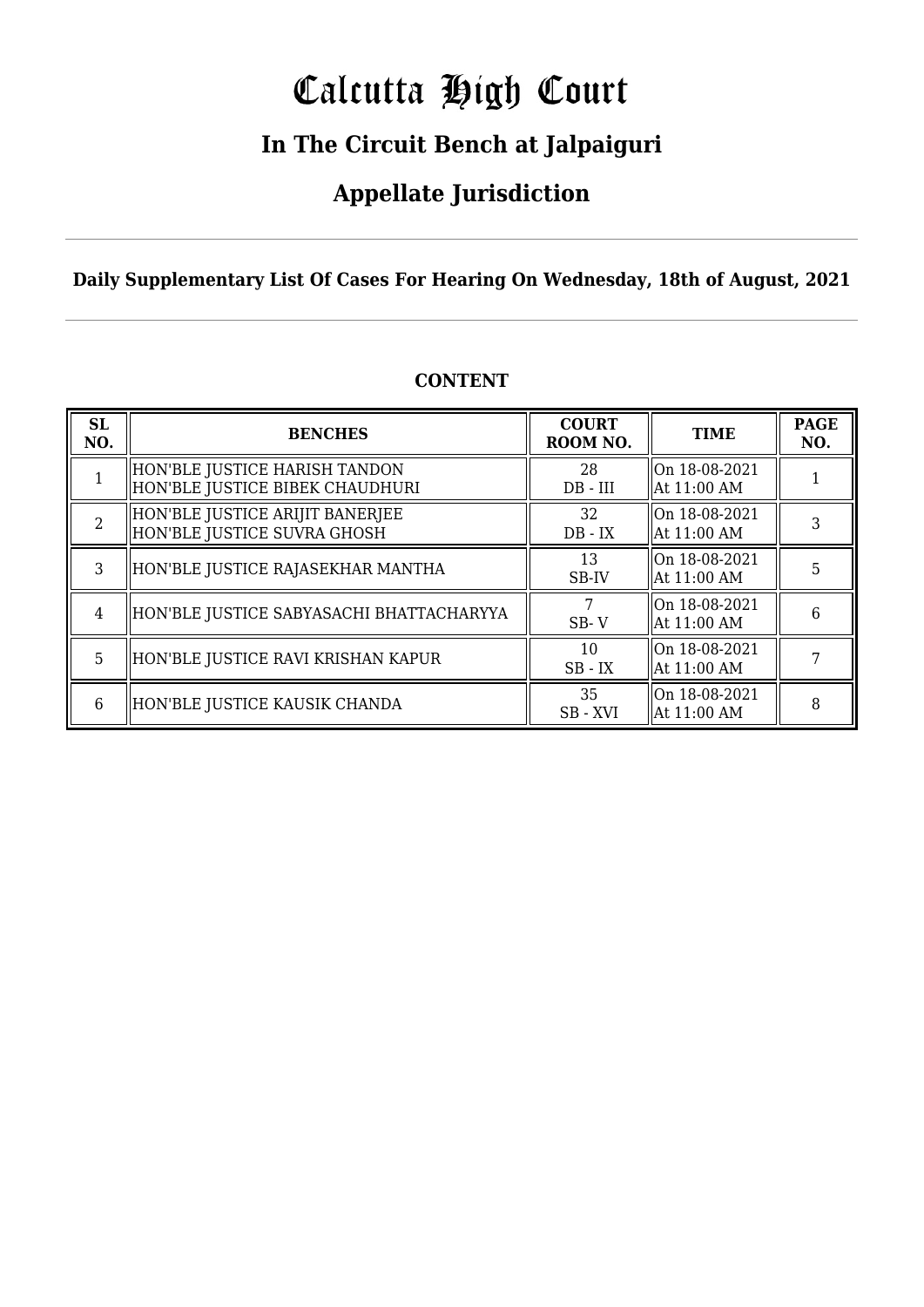# Calcutta High Court

## In The Circuit Bench at Jalpaiguri

## Appellate Jurisdiction

**Daily Supplementary List Of Cases For Hearing On Wednesday, 18th of August, 2021**

**CONTENT**

| SL NO. | BENCHES | COURT ROOM NO. | TIME | PAGE NO. |
|---|---|---|---|---|
| 1 | HON'BLE JUSTICE HARISH TANDON<br>HON'BLE JUSTICE BIBEK CHAUDHURI | 28<br>DB - III | On 18-08-2021<br>At 11:00 AM | 1 |
| 2 | HON'BLE JUSTICE ARIJIT BANERJEE<br>HON'BLE JUSTICE SUVRA GHOSH | 32<br>DB - IX | On 18-08-2021<br>At 11:00 AM | 3 |
| 3 | HON'BLE JUSTICE RAJASEKHAR MANTHA | 13<br>SB-IV | On 18-08-2021<br>At 11:00 AM | 5 |
| 4 | HON'BLE JUSTICE SABYASACHI BHATTACHARYYA | 7<br>SB- V | On 18-08-2021<br>At 11:00 AM | 6 |
| 5 | HON'BLE JUSTICE RAVI KRISHAN KAPUR | 10<br>SB - IX | On 18-08-2021<br>At 11:00 AM | 7 |
| 6 | HON'BLE JUSTICE KAUSIK CHANDA | 35<br>SB - XVI | On 18-08-2021<br>At 11:00 AM | 8 |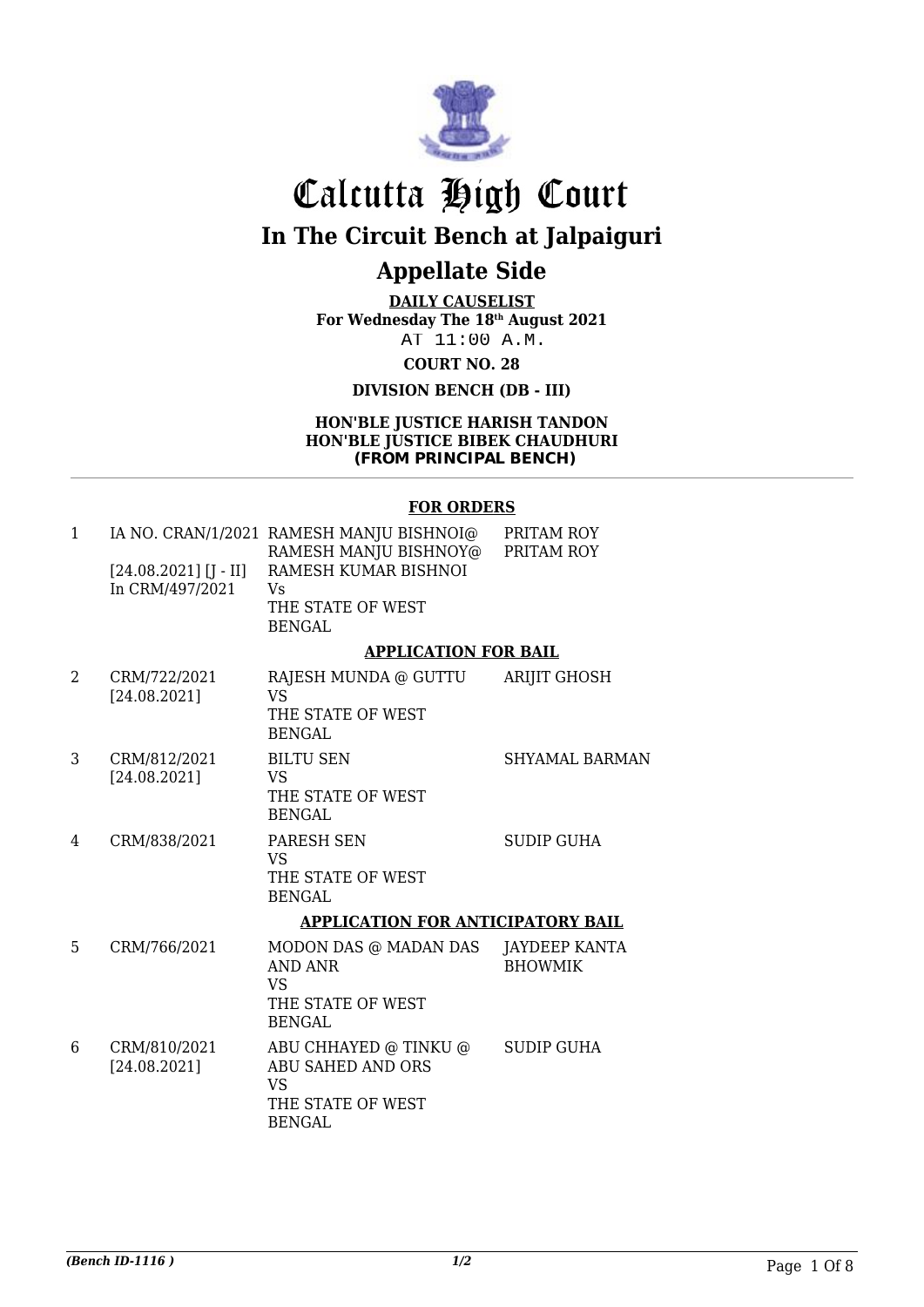# Calcutta High Court

## In The Circuit Bench at Jalpaiguri

## Appellate Side

**DAILY CAUSELIST**
**For Wednesday The 18th August 2021**
AT 11:00 A.M.

**COURT NO. 28**

**DIVISION BENCH (DB - III)**

**HON'BLE JUSTICE HARISH TANDON**
**HON'BLE JUSTICE BIBEK CHAUDHURI**
**(FROM PRINCIPAL BENCH)**

### FOR ORDERS

| | | | |
|---|---|---|---|
| 1 | IA NO. CRAN/1/2021 [24.08.2021] [J - II] In CRM/497/2021 | RAMESH MANJU BISHNOI@ RAMESH MANJU BISHNOY@ RAMESH KUMAR BISHNOI Vs THE STATE OF WEST BENGAL | PRITAM ROY PRITAM ROY |

### APPLICATION FOR BAIL

| | | | |
|---|---|---|---|
| 2 | CRM/722/2021 [24.08.2021] | RAJESH MUNDA @ GUTTU VS THE STATE OF WEST BENGAL | ARIJIT GHOSH |
| 3 | CRM/812/2021 [24.08.2021] | BILTU SEN VS THE STATE OF WEST BENGAL | SHYAMAL BARMAN |
| 4 | CRM/838/2021 | PARESH SEN VS THE STATE OF WEST BENGAL | SUDIP GUHA |

### APPLICATION FOR ANTICIPATORY BAIL

| | | | |
|---|---|---|---|
| 5 | CRM/766/2021 | MODON DAS @ MADAN DAS AND ANR VS THE STATE OF WEST BENGAL | JAYDEEP KANTA BHOWMIK |
| 6 | CRM/810/2021 [24.08.2021] | ABU CHHAYED @ TINKU @ ABU SAHED AND ORS VS THE STATE OF WEST BENGAL | SUDIP GUHA |

*(Bench ID-1116 )*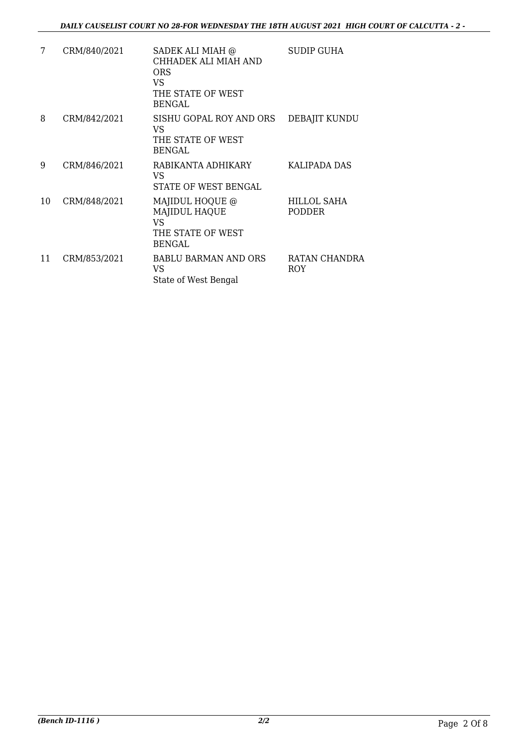| | | | |
|---|---|---|---|
| 7 | CRM/840/2021 | SADEK ALI MIAH @ CHHADEK ALI MIAH AND ORS<br>VS<br>THE STATE OF WEST BENGAL | SUDIP GUHA |
| 8 | CRM/842/2021 | SISHU GOPAL ROY AND ORS<br>VS<br>THE STATE OF WEST BENGAL | DEBAJIT KUNDU |
| 9 | CRM/846/2021 | RABIKANTA ADHIKARY<br>VS<br>STATE OF WEST BENGAL | KALIPADA DAS |
| 10 | CRM/848/2021 | MAJIDUL HOQUE @ MAJIDUL HAQUE<br>VS<br>THE STATE OF WEST BENGAL | HILLOL SAHA PODDER |
| 11 | CRM/853/2021 | BABLU BARMAN AND ORS<br>VS<br>State of West Bengal | RATAN CHANDRA ROY |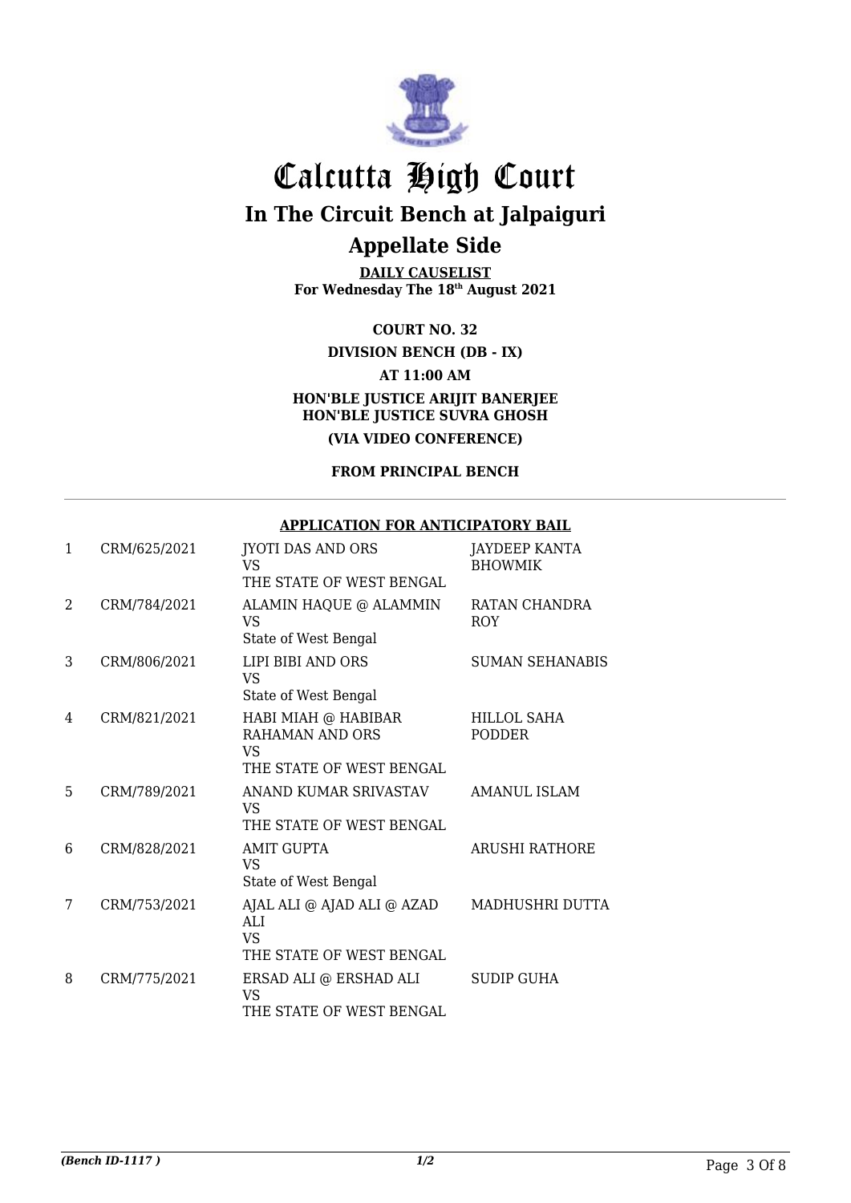# Calcutta High Court

## In The Circuit Bench at Jalpaiguri

## Appellate Side

**DAILY CAUSELIST**
**For Wednesday The 18th August 2021**

**COURT NO. 32**

**DIVISION BENCH (DB - IX)**

**AT 11:00 AM**

**HON'BLE JUSTICE ARIJIT BANERJEE**
**HON'BLE JUSTICE SUVRA GHOSH**

**(VIA VIDEO CONFERENCE)**

**FROM PRINCIPAL BENCH**

**APPLICATION FOR ANTICIPATORY BAIL**

| | | | |
|---|---|---|---|
| 1 | CRM/625/2021 | JYOTI DAS AND ORS<br>VS<br>THE STATE OF WEST BENGAL | JAYDEEP KANTA BHOWMIK |
| 2 | CRM/784/2021 | ALAMIN HAQUE @ ALAMMIN<br>VS<br>State of West Bengal | RATAN CHANDRA ROY |
| 3 | CRM/806/2021 | LIPI BIBI AND ORS<br>VS<br>State of West Bengal | SUMAN SEHANABIS |
| 4 | CRM/821/2021 | HABI MIAH @ HABIBAR RAHAMAN AND ORS<br>VS<br>THE STATE OF WEST BENGAL | HILLOL SAHA PODDER |
| 5 | CRM/789/2021 | ANAND KUMAR SRIVASTAV<br>VS<br>THE STATE OF WEST BENGAL | AMANUL ISLAM |
| 6 | CRM/828/2021 | AMIT GUPTA<br>VS<br>State of West Bengal | ARUSHI RATHORE |
| 7 | CRM/753/2021 | AJAL ALI @ AJAD ALI @ AZAD ALI<br>VS<br>THE STATE OF WEST BENGAL | MADHUSHRI DUTTA |
| 8 | CRM/775/2021 | ERSAD ALI @ ERSHAD ALI<br>VS<br>THE STATE OF WEST BENGAL | SUDIP GUHA |

*(Bench ID-1117 )* 1/2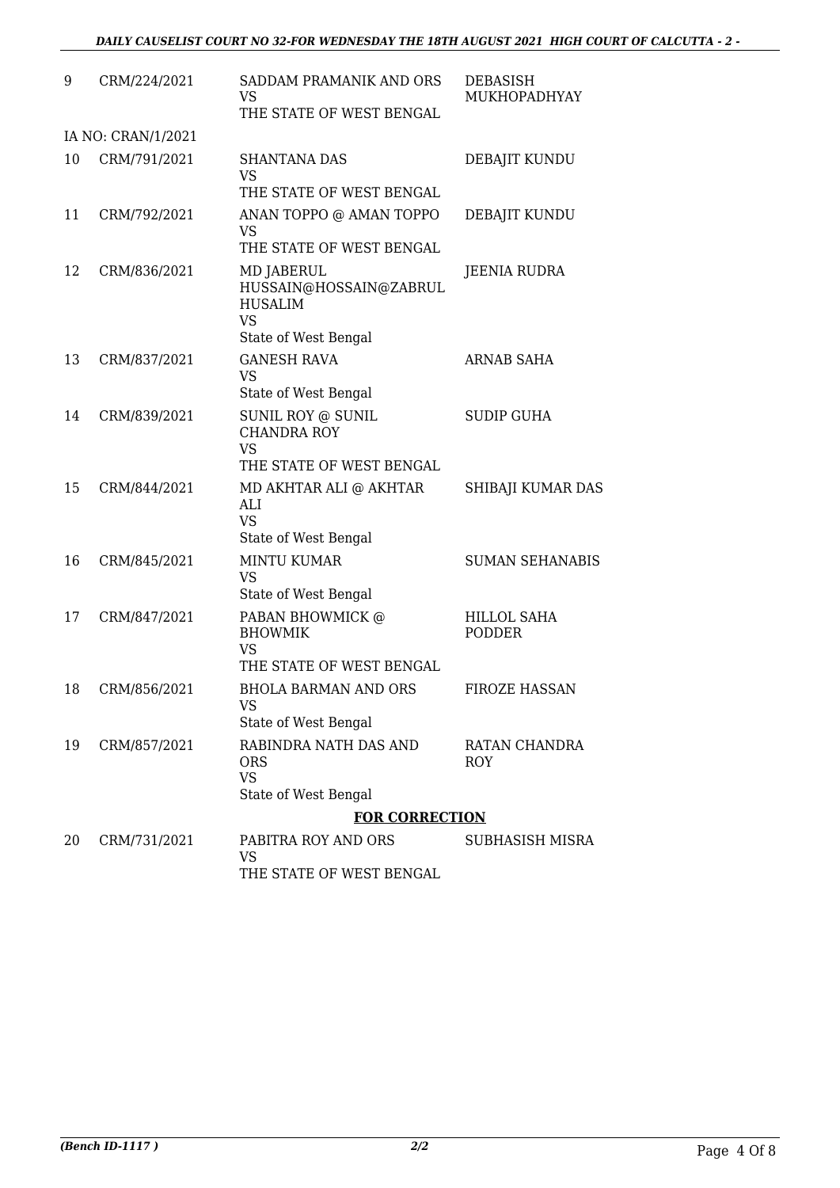| | | | |
|---|---|---|---|
| 9 | CRM/224/2021 | SADDAM PRAMANIK AND ORS<br>VS<br>THE STATE OF WEST BENGAL | DEBASISH MUKHOPADHYAY |
| IA NO: CRAN/1/2021 | | | |
| 10 | CRM/791/2021 | SHANTANA DAS<br>VS<br>THE STATE OF WEST BENGAL | DEBAJIT KUNDU |
| 11 | CRM/792/2021 | ANAN TOPPO @ AMAN TOPPO<br>VS<br>THE STATE OF WEST BENGAL | DEBAJIT KUNDU |
| 12 | CRM/836/2021 | MD JABERUL HUSSAIN@HOSSAIN@ZABRUL HUSALIM<br>VS<br>State of West Bengal | JEENIA RUDRA |
| 13 | CRM/837/2021 | GANESH RAVA<br>VS<br>State of West Bengal | ARNAB SAHA |
| 14 | CRM/839/2021 | SUNIL ROY @ SUNIL CHANDRA ROY<br>VS<br>THE STATE OF WEST BENGAL | SUDIP GUHA |
| 15 | CRM/844/2021 | MD AKHTAR ALI @ AKHTAR ALI<br>VS<br>State of West Bengal | SHIBAJI KUMAR DAS |
| 16 | CRM/845/2021 | MINTU KUMAR<br>VS<br>State of West Bengal | SUMAN SEHANABIS |
| 17 | CRM/847/2021 | PABAN BHOWMICK @ BHOWMIK<br>VS<br>THE STATE OF WEST BENGAL | HILLOL SAHA PODDER |
| 18 | CRM/856/2021 | BHOLA BARMAN AND ORS<br>VS<br>State of West Bengal | FIROZE HASSAN |
| 19 | CRM/857/2021 | RABINDRA NATH DAS AND ORS<br>VS<br>State of West Bengal | RATAN CHANDRA ROY |

**FOR CORRECTION**

| | | | |
|---|---|---|---|
| 20 | CRM/731/2021 | PABITRA ROY AND ORS<br>VS<br>THE STATE OF WEST BENGAL | SUBHASISH MISRA |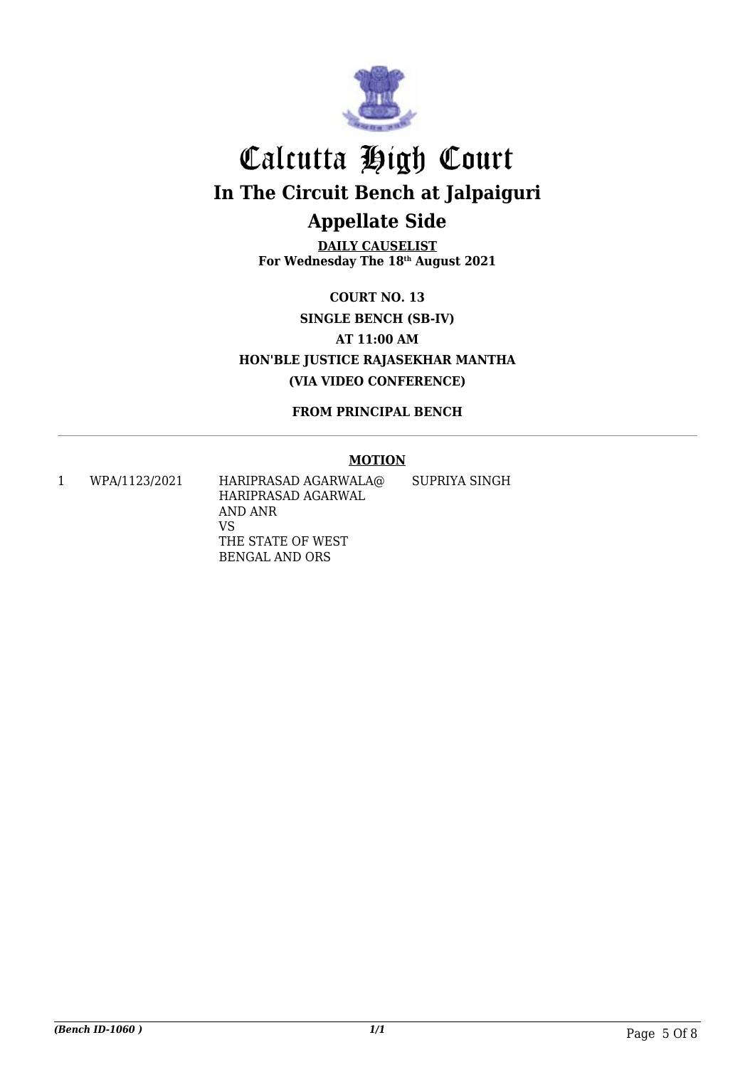# Calcutta High Court

## In The Circuit Bench at Jalpaiguri

## Appellate Side

**DAILY CAUSELIST**
**For Wednesday The 18th August 2021**

**COURT NO. 13**

**SINGLE BENCH (SB-IV)**

**AT 11:00 AM**

**HON'BLE JUSTICE RAJASEKHAR MANTHA**

**(VIA VIDEO CONFERENCE)**

**FROM PRINCIPAL BENCH**

**MOTION**

| | | | |
|---|---|---|---|
| 1 | WPA/1123/2021 | HARIPRASAD AGARWALA@ HARIPRASAD AGARWAL AND ANR VS THE STATE OF WEST BENGAL AND ORS | SUPRIYA SINGH |

*(Bench ID-1060 )*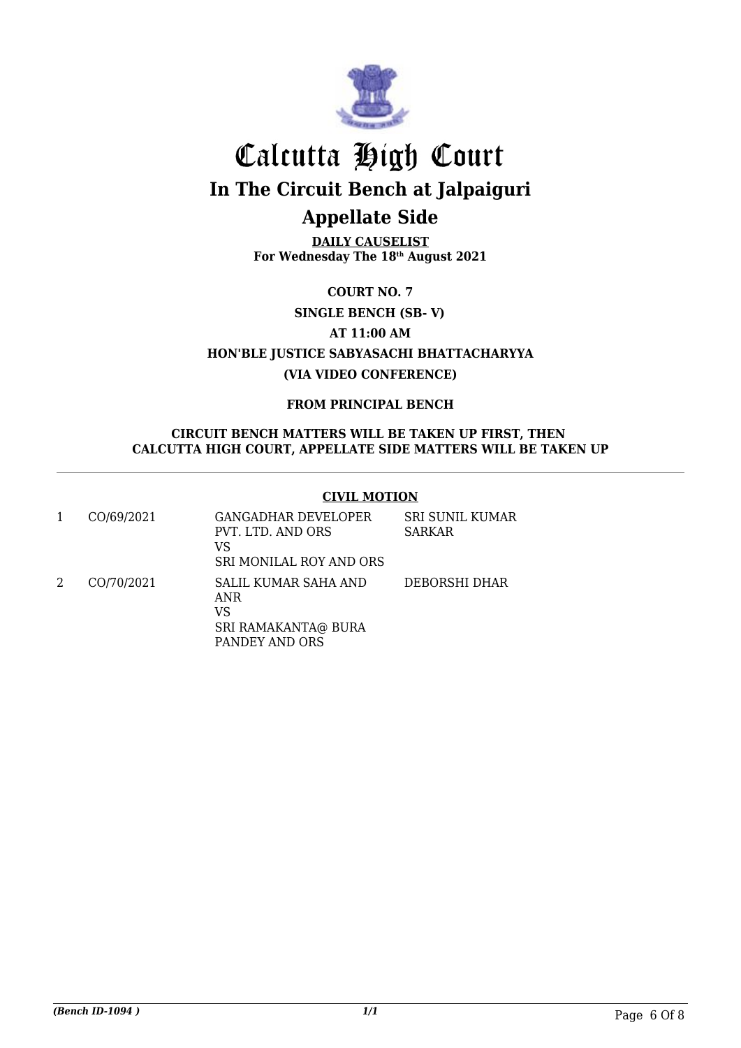# Calcutta High Court

## In The Circuit Bench at Jalpaiguri

## Appellate Side

**DAILY CAUSELIST**
**For Wednesday The 18th August 2021**

**COURT NO. 7**

**SINGLE BENCH (SB- V)**

**AT 11:00 AM**

**HON'BLE JUSTICE SABYASACHI BHATTACHARYYA**

**(VIA VIDEO CONFERENCE)**

**FROM PRINCIPAL BENCH**

**CIRCUIT BENCH MATTERS WILL BE TAKEN UP FIRST, THEN CALCUTTA HIGH COURT, APPELLATE SIDE MATTERS WILL BE TAKEN UP**

### CIVIL MOTION

| | | | |
|---|---|---|---|
| 1 | CO/69/2021 | GANGADHAR DEVELOPER PVT. LTD. AND ORS<br>VS<br>SRI MONILAL ROY AND ORS | SRI SUNIL KUMAR SARKAR |
| 2 | CO/70/2021 | SALIL KUMAR SAHA AND ANR<br>VS<br>SRI RAMAKANTA@ BURA PANDEY AND ORS | DEBORSHI DHAR |

*(Bench ID-1094 )*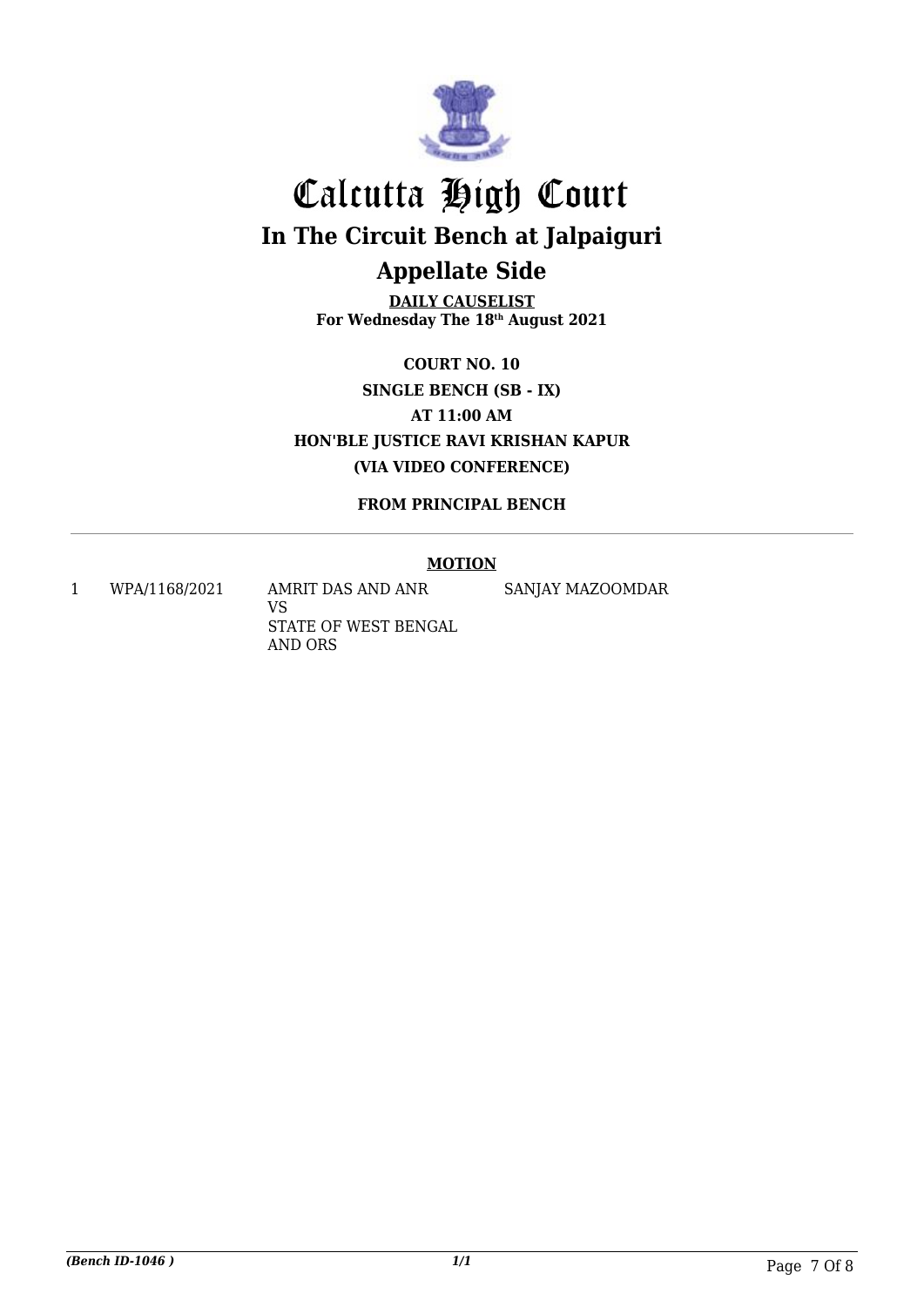# Calcutta High Court

## In The Circuit Bench at Jalpaiguri

## Appellate Side

**DAILY CAUSELIST**
**For Wednesday The 18th August 2021**

**COURT NO. 10**
**SINGLE BENCH (SB - IX)**
**AT 11:00 AM**
**HON'BLE JUSTICE RAVI KRISHAN KAPUR**
**(VIA VIDEO CONFERENCE)**

**FROM PRINCIPAL BENCH**

**MOTION**

| | | | |
|---|---|---|---|
| 1 | WPA/1168/2021 | AMRIT DAS AND ANR<br>VS<br>STATE OF WEST BENGAL AND ORS | SANJAY MAZOOMDAR |

*(Bench ID-1046 )*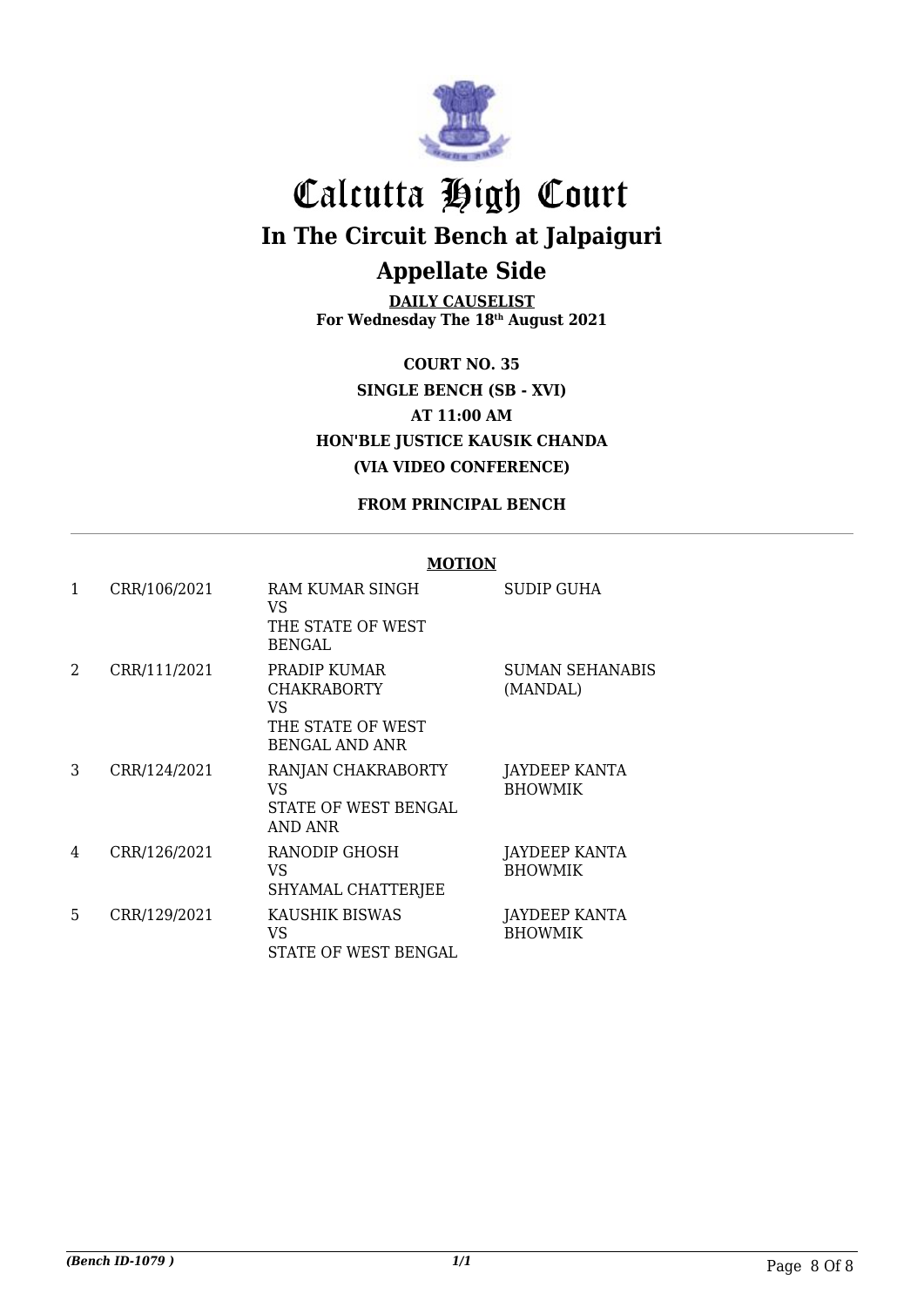# Calcutta High Court

## In The Circuit Bench at Jalpaiguri

## Appellate Side

**DAILY CAUSELIST**
**For Wednesday The 18th August 2021**

**COURT NO. 35**
**SINGLE BENCH (SB - XVI)**
**AT 11:00 AM**
**HON'BLE JUSTICE KAUSIK CHANDA**
**(VIA VIDEO CONFERENCE)**

**FROM PRINCIPAL BENCH**

**MOTION**

| | | | |
|---|---|---|---|
| 1 | CRR/106/2021 | RAM KUMAR SINGH VS THE STATE OF WEST BENGAL | SUDIP GUHA |
| 2 | CRR/111/2021 | PRADIP KUMAR CHAKRABORTY VS THE STATE OF WEST BENGAL AND ANR | SUMAN SEHANABIS (MANDAL) |
| 3 | CRR/124/2021 | RANJAN CHAKRABORTY VS STATE OF WEST BENGAL AND ANR | JAYDEEP KANTA BHOWMIK |
| 4 | CRR/126/2021 | RANODIP GHOSH VS SHYAMAL CHATTERJEE | JAYDEEP KANTA BHOWMIK |
| 5 | CRR/129/2021 | KAUSHIK BISWAS VS STATE OF WEST BENGAL | JAYDEEP KANTA BHOWMIK |

*(Bench ID-1079 )* 1/1